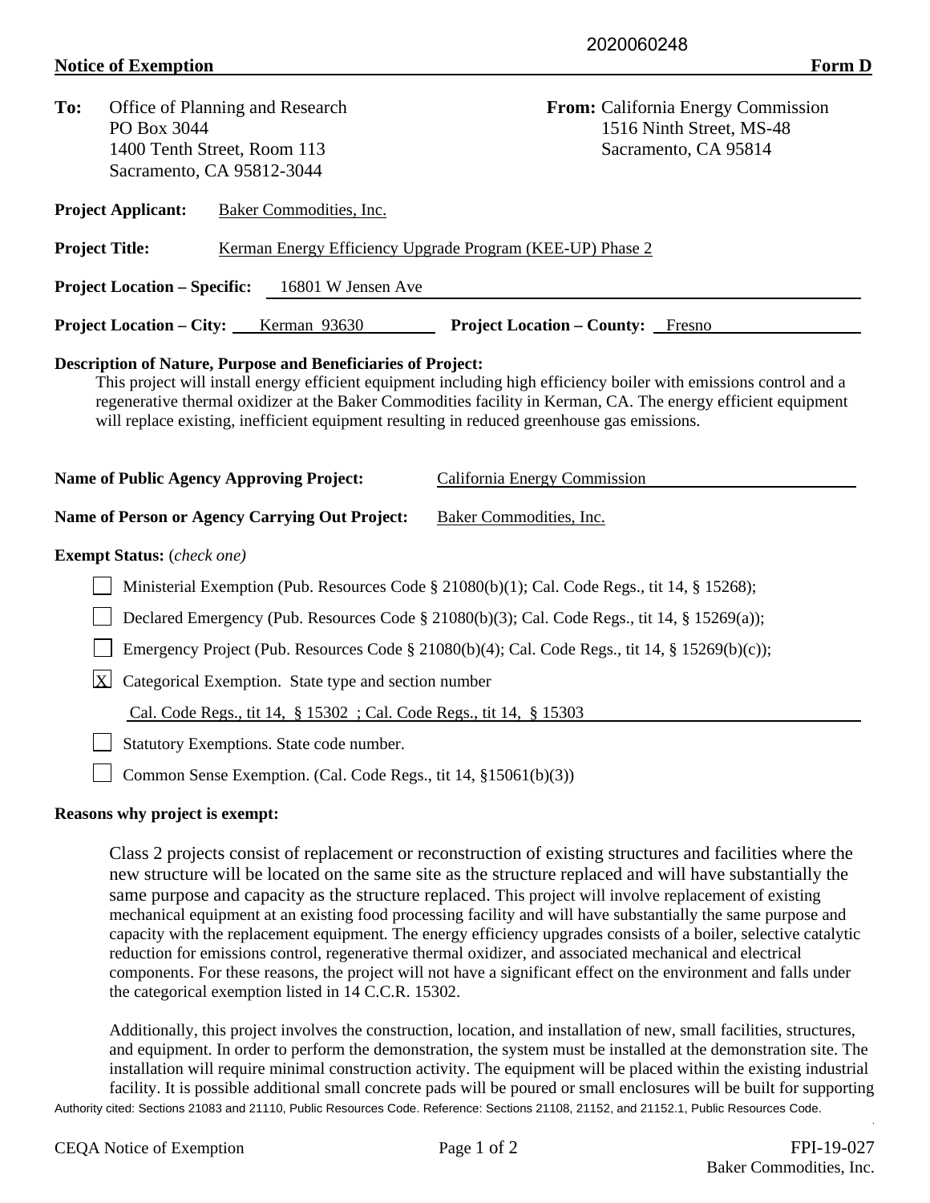2020060248

**Notice of Exemption** **Form D**

**To:** Office of Planning and Research
PO Box 3044
1400 Tenth Street, Room 113
Sacramento, CA 95812-3044

**From:** California Energy Commission
1516 Ninth Street, MS-48
Sacramento, CA 95814

**Project Applicant:** Baker Commodities, Inc.

**Project Title:** Kerman Energy Efficiency Upgrade Program (KEE-UP) Phase 2

**Project Location – Specific:** 16801 W Jensen Ave

**Project Location – City:** Kerman 93630 **Project Location – County:** Fresno

**Description of Nature, Purpose and Beneficiaries of Project:**

This project will install energy efficient equipment including high efficiency boiler with emissions control and a regenerative thermal oxidizer at the Baker Commodities facility in Kerman, CA. The energy efficient equipment will replace existing, inefficient equipment resulting in reduced greenhouse gas emissions.

**Name of Public Agency Approving Project:** California Energy Commission

**Name of Person or Agency Carrying Out Project:** Baker Commodities, Inc.

**Exempt Status:** (*check one*)

- [ ] Ministerial Exemption (Pub. Resources Code § 21080(b)(1); Cal. Code Regs., tit 14, § 15268);
- [ ] Declared Emergency (Pub. Resources Code § 21080(b)(3); Cal. Code Regs., tit 14, § 15269(a));
- [ ] Emergency Project (Pub. Resources Code § 21080(b)(4); Cal. Code Regs., tit 14, § 15269(b)(c));
- [X] Categorical Exemption. State type and section number
  Cal. Code Regs., tit 14, § 15302 ; Cal. Code Regs., tit 14, § 15303
- [ ] Statutory Exemptions. State code number.
- [ ] Common Sense Exemption. (Cal. Code Regs., tit 14, §15061(b)(3))

**Reasons why project is exempt:**

Class 2 projects consist of replacement or reconstruction of existing structures and facilities where the new structure will be located on the same site as the structure replaced and will have substantially the same purpose and capacity as the structure replaced. This project will involve replacement of existing mechanical equipment at an existing food processing facility and will have substantially the same purpose and capacity with the replacement equipment. The energy efficiency upgrades consists of a boiler, selective catalytic reduction for emissions control, regenerative thermal oxidizer, and associated mechanical and electrical components. For these reasons, the project will not have a significant effect on the environment and falls under the categorical exemption listed in 14 C.C.R. 15302.

Additionally, this project involves the construction, location, and installation of new, small facilities, structures, and equipment. In order to perform the demonstration, the system must be installed at the demonstration site. The installation will require minimal construction activity. The equipment will be placed within the existing industrial facility. It is possible additional small concrete pads will be poured or small enclosures will be built for supporting

Authority cited: Sections 21083 and 21110, Public Resources Code. Reference: Sections 21108, 21152, and 21152.1, Public Resources Code.

CEQA Notice of Exemption FPI-19-027
Baker Commodities, Inc.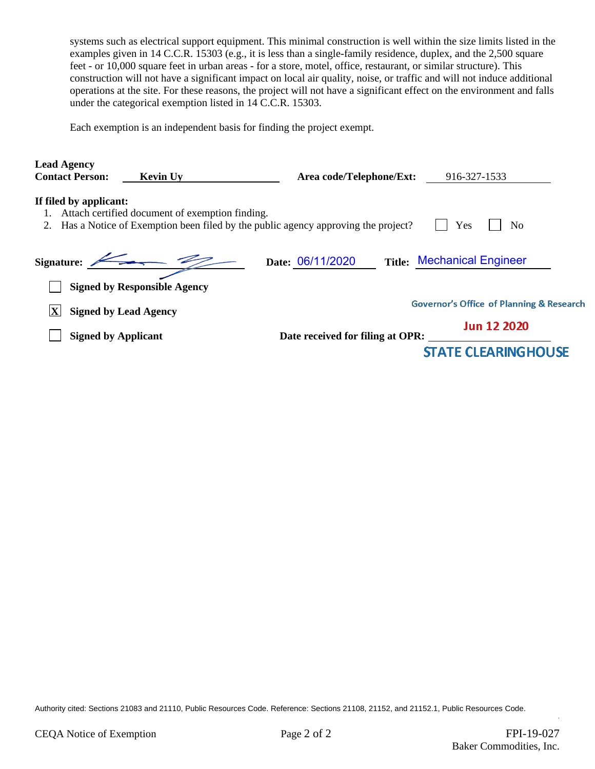systems such as electrical support equipment. This minimal construction is well within the size limits listed in the examples given in 14 C.C.R. 15303 (e.g., it is less than a single-family residence, duplex, and the 2,500 square feet - or 10,000 square feet in urban areas - for a store, motel, office, restaurant, or similar structure). This construction will not have a significant impact on local air quality, noise, or traffic and will not induce additional operations at the site. For these reasons, the project will not have a significant effect on the environment and falls under the categorical exemption listed in 14 C.C.R. 15303.

Each exemption is an independent basis for finding the project exempt.

**Lead Agency**
**Contact Person:** Kevin Uy **Area code/Telephone/Ext:** 916-327-1533

**If filed by applicant:**

1. Attach certified document of exemption finding.
2. Has a Notice of Exemption been filed by the public agency approving the project? ☐ Yes ☐ No

**Signature:** [signature] **Date:** 06/11/2020 **Title:** Mechanical Engineer

☐ **Signed by Responsible Agency**

☒ **Signed by Lead Agency**

☐ **Signed by Applicant**

**Date received for filing at OPR:** Governor's Office of Planning & Research Jun 12 2020 STATE CLEARINGHOUSE

Authority cited: Sections 21083 and 21110, Public Resources Code. Reference: Sections 21108, 21152, and 21152.1, Public Resources Code.

CEQA Notice of Exemption

FPI-19-027
Baker Commodities, Inc.